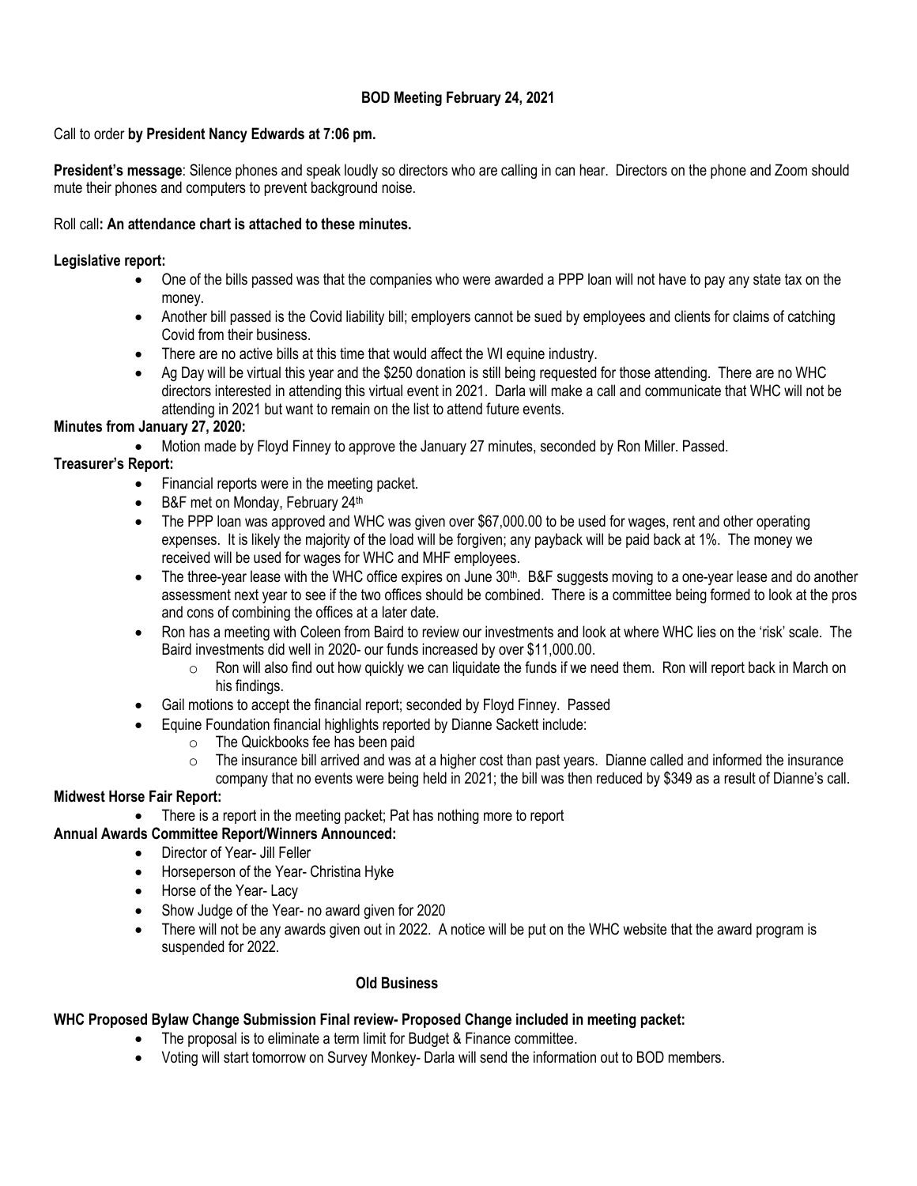# BOD Meeting February 24, 2021

Call to order **by President Nancy Edwards at 7:06 pm.**

**President's message**: Silence phones and speak loudly so directors who are calling in can hear. Directors on the phone and Zoom should mute their phones and computers to prevent background noise.

Roll call**: An attendance chart is attached to these minutes.**

**Legislative report:**

- One of the bills passed was that the companies who were awarded a PPP loan will not have to pay any state tax on the money.
- Another bill passed is the Covid liability bill; employers cannot be sued by employees and clients for claims of catching Covid from their business.
- There are no active bills at this time that would affect the WI equine industry.
- Ag Day will be virtual this year and the $250 donation is still being requested for those attending. There are no WHC directors interested in attending this virtual event in 2021. Darla will make a call and communicate that WHC will not be attending in 2021 but want to remain on the list to attend future events.

**Minutes from January 27, 2020:**

- Motion made by Floyd Finney to approve the January 27 minutes, seconded by Ron Miller. Passed.

**Treasurer's Report:**

- Financial reports were in the meeting packet.
- B&F met on Monday, February 24th
- The PPP loan was approved and WHC was given over $67,000.00 to be used for wages, rent and other operating expenses. It is likely the majority of the load will be forgiven; any payback will be paid back at 1%. The money we received will be used for wages for WHC and MHF employees.
- The three-year lease with the WHC office expires on June 30th. B&F suggests moving to a one-year lease and do another assessment next year to see if the two offices should be combined. There is a committee being formed to look at the pros and cons of combining the offices at a later date.
- Ron has a meeting with Coleen from Baird to review our investments and look at where WHC lies on the 'risk' scale. The Baird investments did well in 2020- our funds increased by over $11,000.00.
  - Ron will also find out how quickly we can liquidate the funds if we need them. Ron will report back in March on his findings.
- Gail motions to accept the financial report; seconded by Floyd Finney. Passed
- Equine Foundation financial highlights reported by Dianne Sackett include:
  - The Quickbooks fee has been paid
  - The insurance bill arrived and was at a higher cost than past years. Dianne called and informed the insurance company that no events were being held in 2021; the bill was then reduced by $349 as a result of Dianne's call.

**Midwest Horse Fair Report:**

- There is a report in the meeting packet; Pat has nothing more to report

**Annual Awards Committee Report/Winners Announced:**

- Director of Year- Jill Feller
- Horseperson of the Year- Christina Hyke
- Horse of the Year- Lacy
- Show Judge of the Year- no award given for 2020
- There will not be any awards given out in 2022. A notice will be put on the WHC website that the award program is suspended for 2022.

## Old Business

**WHC Proposed Bylaw Change Submission Final review- Proposed Change included in meeting packet:**

- The proposal is to eliminate a term limit for Budget & Finance committee.
- Voting will start tomorrow on Survey Monkey- Darla will send the information out to BOD members.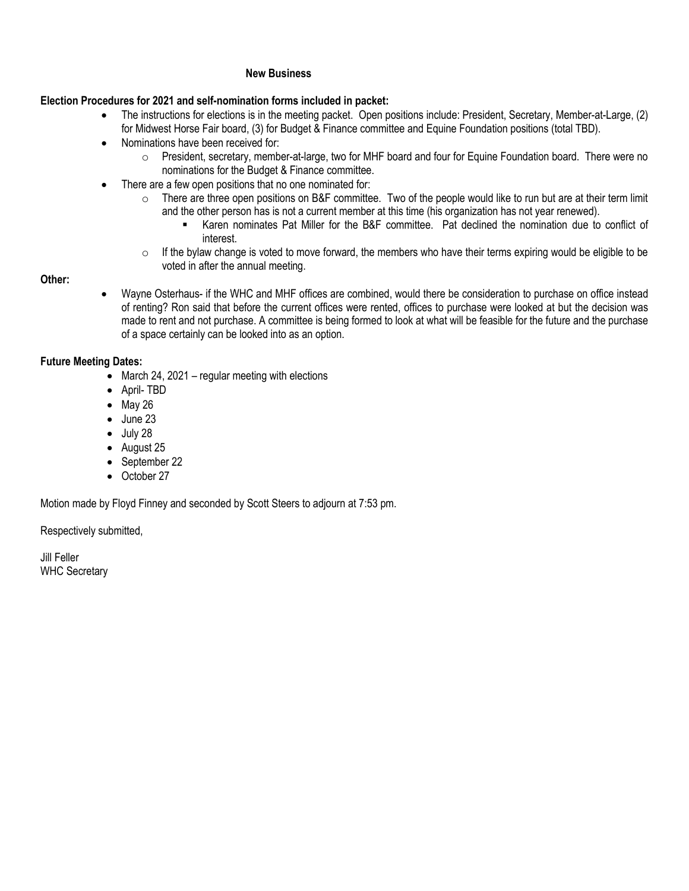### New Business

**Election Procedures for 2021 and self-nomination forms included in packet:**

- The instructions for elections is in the meeting packet. Open positions include: President, Secretary, Member-at-Large, (2) for Midwest Horse Fair board, (3) for Budget & Finance committee and Equine Foundation positions (total TBD).
- Nominations have been received for:
  - President, secretary, member-at-large, two for MHF board and four for Equine Foundation board. There were no nominations for the Budget & Finance committee.
- There are a few open positions that no one nominated for:
  - There are three open positions on B&F committee. Two of the people would like to run but are at their term limit and the other person has is not a current member at this time (his organization has not year renewed).
    - Karen nominates Pat Miller for the B&F committee. Pat declined the nomination due to conflict of interest.
  - If the bylaw change is voted to move forward, the members who have their terms expiring would be eligible to be voted in after the annual meeting.

**Other:**

- Wayne Osterhaus- if the WHC and MHF offices are combined, would there be consideration to purchase on office instead of renting? Ron said that before the current offices were rented, offices to purchase were looked at but the decision was made to rent and not purchase. A committee is being formed to look at what will be feasible for the future and the purchase of a space certainly can be looked into as an option.

**Future Meeting Dates:**

- March 24, 2021 – regular meeting with elections
- April- TBD
- May 26
- June 23
- July 28
- August 25
- September 22
- October 27

Motion made by Floyd Finney and seconded by Scott Steers to adjourn at 7:53 pm.

Respectively submitted,

Jill Feller
WHC Secretary